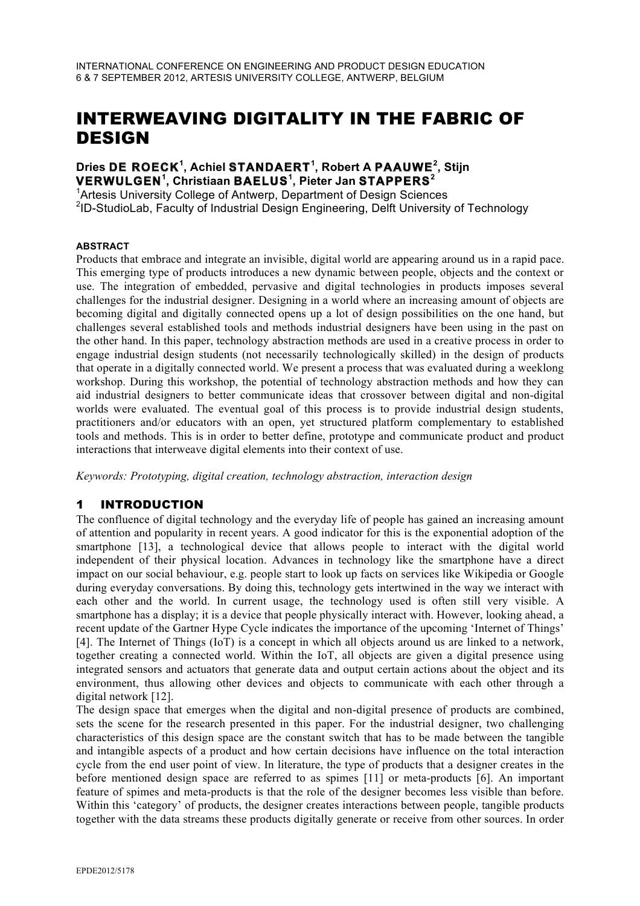# INTERWEAVING DIGITALITY IN THE FABRIC OF DESIGN

**Dries DE ROECK[1], Achiel STANDAERT[1], Robert A PAAUWE[2], Stijn VERWULGEN[1], Christiaan BAELUS[1], Pieter Jan STAPPERS[2]**

[1]Artesis University College of Antwerp, Department of Design Sciences
[2]ID-StudioLab, Faculty of Industrial Design Engineering, Delft University of Technology

###### ABSTRACT

Products that embrace and integrate an invisible, digital world are appearing around us in a rapid pace. This emerging type of products introduces a new dynamic between people, objects and the context or use. The integration of embedded, pervasive and digital technologies in products imposes several challenges for the industrial designer. Designing in a world where an increasing amount of objects are becoming digital and digitally connected opens up a lot of design possibilities on the one hand, but challenges several established tools and methods industrial designers have been using in the past on the other hand. In this paper, technology abstraction methods are used in a creative process in order to engage industrial design students (not necessarily technologically skilled) in the design of products that operate in a digitally connected world. We present a process that was evaluated during a weeklong workshop. During this workshop, the potential of technology abstraction methods and how they can aid industrial designers to better communicate ideas that crossover between digital and non-digital worlds were evaluated. The eventual goal of this process is to provide industrial design students, practitioners and/or educators with an open, yet structured platform complementary to established tools and methods. This is in order to better define, prototype and communicate product and product interactions that interweave digital elements into their context of use.

*Keywords: Prototyping, digital creation, technology abstraction, interaction design*

## 1 INTRODUCTION

The confluence of digital technology and the everyday life of people has gained an increasing amount of attention and popularity in recent years. A good indicator for this is the exponential adoption of the smartphone [13], a technological device that allows people to interact with the digital world independent of their physical location. Advances in technology like the smartphone have a direct impact on our social behaviour, e.g. people start to look up facts on services like Wikipedia or Google during everyday conversations. By doing this, technology gets intertwined in the way we interact with each other and the world. In current usage, the technology used is often still very visible. A smartphone has a display; it is a device that people physically interact with. However, looking ahead, a recent update of the Gartner Hype Cycle indicates the importance of the upcoming 'Internet of Things' [4]. The Internet of Things (IoT) is a concept in which all objects around us are linked to a network, together creating a connected world. Within the IoT, all objects are given a digital presence using integrated sensors and actuators that generate data and output certain actions about the object and its environment, thus allowing other devices and objects to communicate with each other through a digital network [12].

The design space that emerges when the digital and non-digital presence of products are combined, sets the scene for the research presented in this paper. For the industrial designer, two challenging characteristics of this design space are the constant switch that has to be made between the tangible and intangible aspects of a product and how certain decisions have influence on the total interaction cycle from the end user point of view. In literature, the type of products that a designer creates in the before mentioned design space are referred to as spimes [11] or meta-products [6]. An important feature of spimes and meta-products is that the role of the designer becomes less visible than before. Within this 'category' of products, the designer creates interactions between people, tangible products together with the data streams these products digitally generate or receive from other sources. In order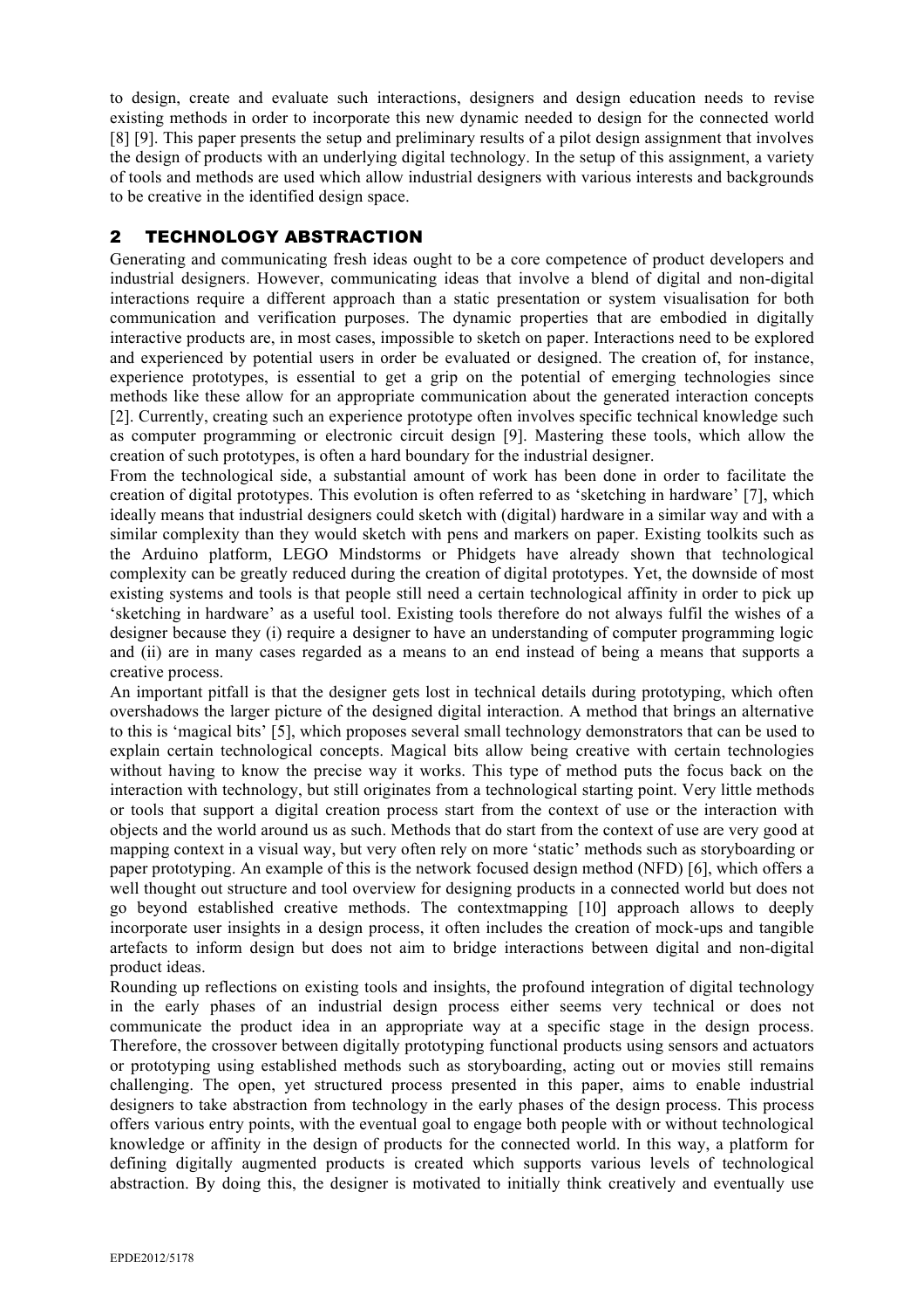to design, create and evaluate such interactions, designers and design education needs to revise existing methods in order to incorporate this new dynamic needed to design for the connected world [8] [9]. This paper presents the setup and preliminary results of a pilot design assignment that involves the design of products with an underlying digital technology. In the setup of this assignment, a variety of tools and methods are used which allow industrial designers with various interests and backgrounds to be creative in the identified design space.

## 2 TECHNOLOGY ABSTRACTION

Generating and communicating fresh ideas ought to be a core competence of product developers and industrial designers. However, communicating ideas that involve a blend of digital and non-digital interactions require a different approach than a static presentation or system visualisation for both communication and verification purposes. The dynamic properties that are embodied in digitally interactive products are, in most cases, impossible to sketch on paper. Interactions need to be explored and experienced by potential users in order be evaluated or designed. The creation of, for instance, experience prototypes, is essential to get a grip on the potential of emerging technologies since methods like these allow for an appropriate communication about the generated interaction concepts [2]. Currently, creating such an experience prototype often involves specific technical knowledge such as computer programming or electronic circuit design [9]. Mastering these tools, which allow the creation of such prototypes, is often a hard boundary for the industrial designer.

From the technological side, a substantial amount of work has been done in order to facilitate the creation of digital prototypes. This evolution is often referred to as 'sketching in hardware' [7], which ideally means that industrial designers could sketch with (digital) hardware in a similar way and with a similar complexity than they would sketch with pens and markers on paper. Existing toolkits such as the Arduino platform, LEGO Mindstorms or Phidgets have already shown that technological complexity can be greatly reduced during the creation of digital prototypes. Yet, the downside of most existing systems and tools is that people still need a certain technological affinity in order to pick up 'sketching in hardware' as a useful tool. Existing tools therefore do not always fulfil the wishes of a designer because they (i) require a designer to have an understanding of computer programming logic and (ii) are in many cases regarded as a means to an end instead of being a means that supports a creative process.

An important pitfall is that the designer gets lost in technical details during prototyping, which often overshadows the larger picture of the designed digital interaction. A method that brings an alternative to this is 'magical bits' [5], which proposes several small technology demonstrators that can be used to explain certain technological concepts. Magical bits allow being creative with certain technologies without having to know the precise way it works. This type of method puts the focus back on the interaction with technology, but still originates from a technological starting point. Very little methods or tools that support a digital creation process start from the context of use or the interaction with objects and the world around us as such. Methods that do start from the context of use are very good at mapping context in a visual way, but very often rely on more 'static' methods such as storyboarding or paper prototyping. An example of this is the network focused design method (NFD) [6], which offers a well thought out structure and tool overview for designing products in a connected world but does not go beyond established creative methods. The contextmapping [10] approach allows to deeply incorporate user insights in a design process, it often includes the creation of mock-ups and tangible artefacts to inform design but does not aim to bridge interactions between digital and non-digital product ideas.

Rounding up reflections on existing tools and insights, the profound integration of digital technology in the early phases of an industrial design process either seems very technical or does not communicate the product idea in an appropriate way at a specific stage in the design process. Therefore, the crossover between digitally prototyping functional products using sensors and actuators or prototyping using established methods such as storyboarding, acting out or movies still remains challenging. The open, yet structured process presented in this paper, aims to enable industrial designers to take abstraction from technology in the early phases of the design process. This process offers various entry points, with the eventual goal to engage both people with or without technological knowledge or affinity in the design of products for the connected world. In this way, a platform for defining digitally augmented products is created which supports various levels of technological abstraction. By doing this, the designer is motivated to initially think creatively and eventually use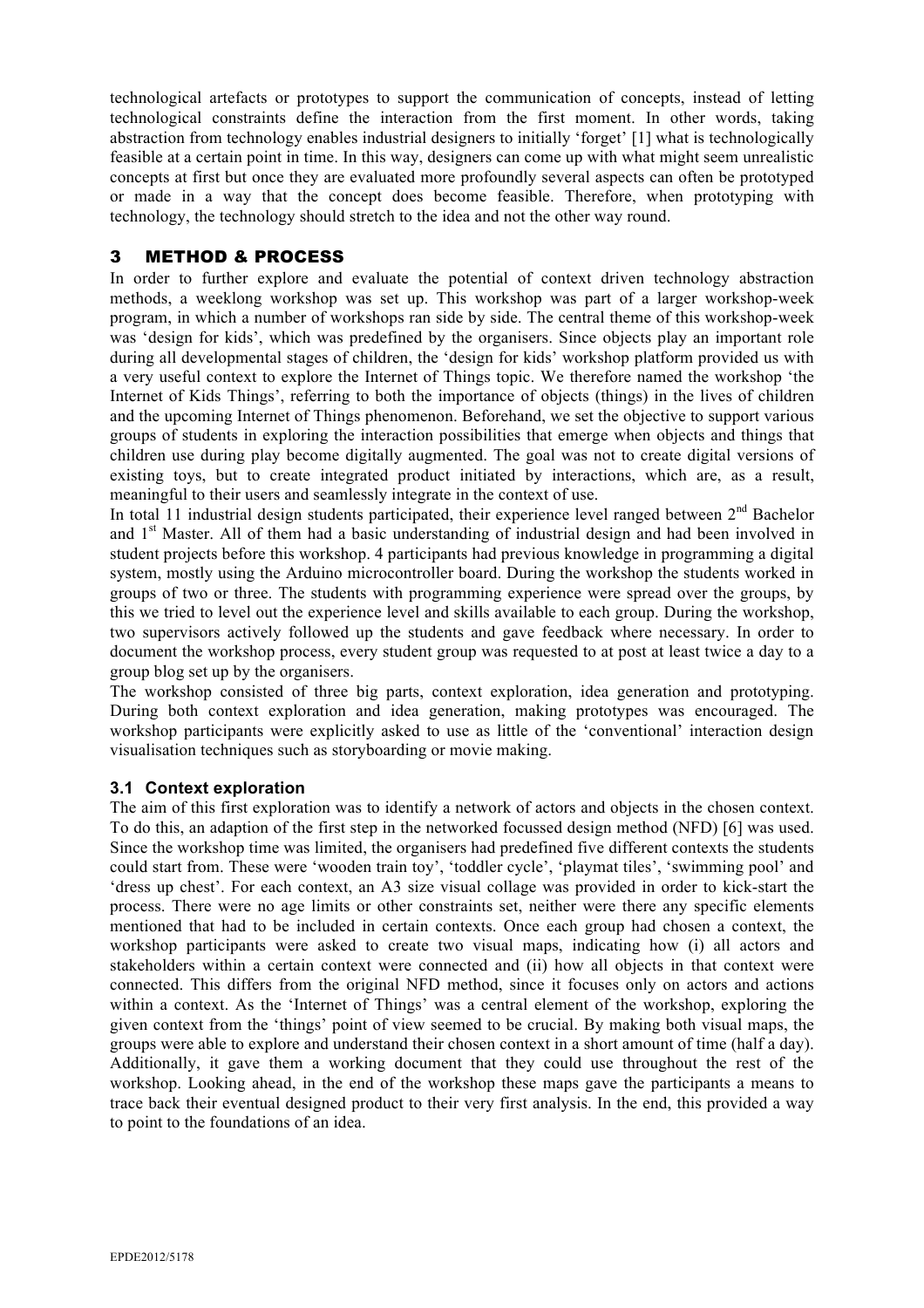technological artefacts or prototypes to support the communication of concepts, instead of letting technological constraints define the interaction from the first moment. In other words, taking abstraction from technology enables industrial designers to initially 'forget' [1] what is technologically feasible at a certain point in time. In this way, designers can come up with what might seem unrealistic concepts at first but once they are evaluated more profoundly several aspects can often be prototyped or made in a way that the concept does become feasible. Therefore, when prototyping with technology, the technology should stretch to the idea and not the other way round.

## 3 METHOD & PROCESS

In order to further explore and evaluate the potential of context driven technology abstraction methods, a weeklong workshop was set up. This workshop was part of a larger workshop-week program, in which a number of workshops ran side by side. The central theme of this workshop-week was 'design for kids', which was predefined by the organisers. Since objects play an important role during all developmental stages of children, the 'design for kids' workshop platform provided us with a very useful context to explore the Internet of Things topic. We therefore named the workshop 'the Internet of Kids Things', referring to both the importance of objects (things) in the lives of children and the upcoming Internet of Things phenomenon. Beforehand, we set the objective to support various groups of students in exploring the interaction possibilities that emerge when objects and things that children use during play become digitally augmented. The goal was not to create digital versions of existing toys, but to create integrated product initiated by interactions, which are, as a result, meaningful to their users and seamlessly integrate in the context of use.

In total 11 industrial design students participated, their experience level ranged between 2nd Bachelor and 1st Master. All of them had a basic understanding of industrial design and had been involved in student projects before this workshop. 4 participants had previous knowledge in programming a digital system, mostly using the Arduino microcontroller board. During the workshop the students worked in groups of two or three. The students with programming experience were spread over the groups, by this we tried to level out the experience level and skills available to each group. During the workshop, two supervisors actively followed up the students and gave feedback where necessary. In order to document the workshop process, every student group was requested to at post at least twice a day to a group blog set up by the organisers.

The workshop consisted of three big parts, context exploration, idea generation and prototyping. During both context exploration and idea generation, making prototypes was encouraged. The workshop participants were explicitly asked to use as little of the 'conventional' interaction design visualisation techniques such as storyboarding or movie making.

### 3.1 Context exploration

The aim of this first exploration was to identify a network of actors and objects in the chosen context. To do this, an adaption of the first step in the networked focussed design method (NFD) [6] was used. Since the workshop time was limited, the organisers had predefined five different contexts the students could start from. These were 'wooden train toy', 'toddler cycle', 'playmat tiles', 'swimming pool' and 'dress up chest'. For each context, an A3 size visual collage was provided in order to kick-start the process. There were no age limits or other constraints set, neither were there any specific elements mentioned that had to be included in certain contexts. Once each group had chosen a context, the workshop participants were asked to create two visual maps, indicating how (i) all actors and stakeholders within a certain context were connected and (ii) how all objects in that context were connected. This differs from the original NFD method, since it focuses only on actors and actions within a context. As the 'Internet of Things' was a central element of the workshop, exploring the given context from the 'things' point of view seemed to be crucial. By making both visual maps, the groups were able to explore and understand their chosen context in a short amount of time (half a day). Additionally, it gave them a working document that they could use throughout the rest of the workshop. Looking ahead, in the end of the workshop these maps gave the participants a means to trace back their eventual designed product to their very first analysis. In the end, this provided a way to point to the foundations of an idea.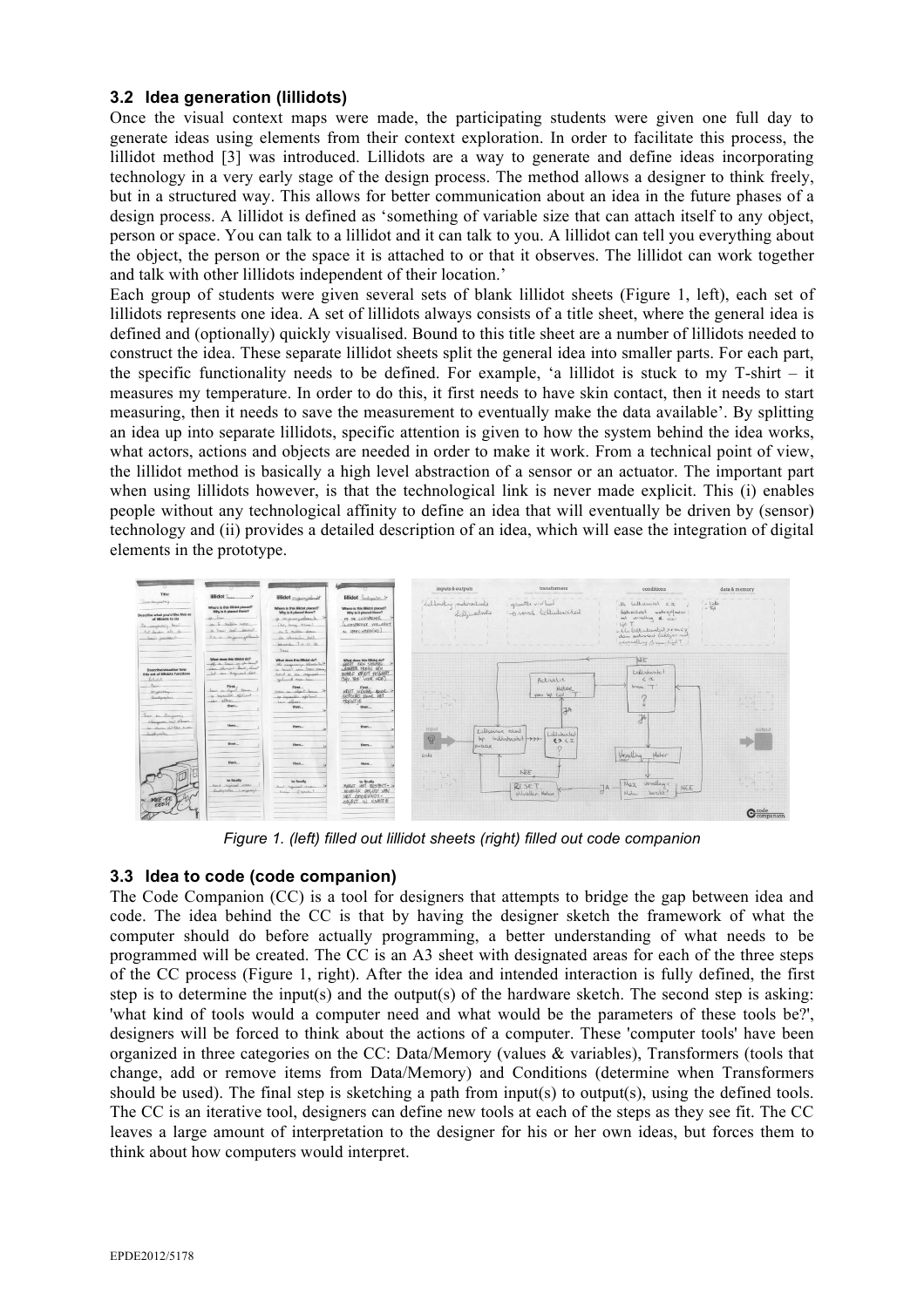### 3.2 Idea generation (lillidots)

Once the visual context maps were made, the participating students were given one full day to generate ideas using elements from their context exploration. In order to facilitate this process, the lillidot method [3] was introduced. Lillidots are a way to generate and define ideas incorporating technology in a very early stage of the design process. The method allows a designer to think freely, but in a structured way. This allows for better communication about an idea in the future phases of a design process. A lillidot is defined as 'something of variable size that can attach itself to any object, person or space. You can talk to a lillidot and it can talk to you. A lillidot can tell you everything about the object, the person or the space it is attached to or that it observes. The lillidot can work together and talk with other lillidots independent of their location.'

Each group of students were given several sets of blank lillidot sheets (Figure 1, left), each set of lillidots represents one idea. A set of lillidots always consists of a title sheet, where the general idea is defined and (optionally) quickly visualised. Bound to this title sheet are a number of lillidots needed to construct the idea. These separate lillidot sheets split the general idea into smaller parts. For each part, the specific functionality needs to be defined. For example, 'a lillidot is stuck to my T-shirt – it measures my temperature. In order to do this, it first needs to have skin contact, then it needs to start measuring, then it needs to save the measurement to eventually make the data available'. By splitting an idea up into separate lillidots, specific attention is given to how the system behind the idea works, what actors, actions and objects are needed in order to make it work. From a technical point of view, the lillidot method is basically a high level abstraction of a sensor or an actuator. The important part when using lillidots however, is that the technological link is never made explicit. This (i) enables people without any technological affinity to define an idea that will eventually be driven by (sensor) technology and (ii) provides a detailed description of an idea, which will ease the integration of digital elements in the prototype.

*Figure 1. (left) filled out lillidot sheets (right) filled out code companion*

### 3.3 Idea to code (code companion)

The Code Companion (CC) is a tool for designers that attempts to bridge the gap between idea and code. The idea behind the CC is that by having the designer sketch the framework of what the computer should do before actually programming, a better understanding of what needs to be programmed will be created. The CC is an A3 sheet with designated areas for each of the three steps of the CC process (Figure 1, right). After the idea and intended interaction is fully defined, the first step is to determine the input(s) and the output(s) of the hardware sketch. The second step is asking: 'what kind of tools would a computer need and what would be the parameters of these tools be?', designers will be forced to think about the actions of a computer. These 'computer tools' have been organized in three categories on the CC: Data/Memory (values & variables), Transformers (tools that change, add or remove items from Data/Memory) and Conditions (determine when Transformers should be used). The final step is sketching a path from input(s) to output(s), using the defined tools. The CC is an iterative tool, designers can define new tools at each of the steps as they see fit. The CC leaves a large amount of interpretation to the designer for his or her own ideas, but forces them to think about how computers would interpret.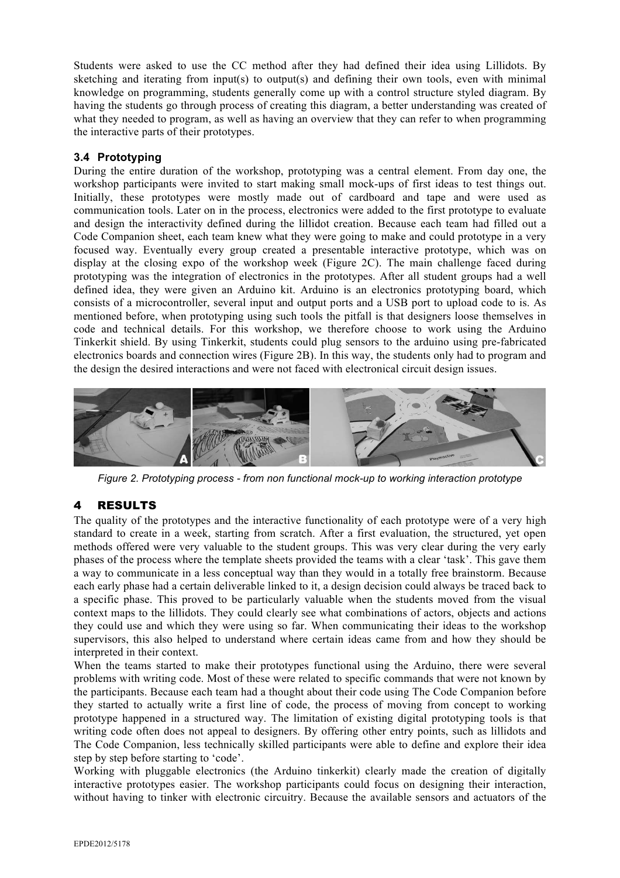Students were asked to use the CC method after they had defined their idea using Lillidots. By sketching and iterating from input(s) to output(s) and defining their own tools, even with minimal knowledge on programming, students generally come up with a control structure styled diagram. By having the students go through process of creating this diagram, a better understanding was created of what they needed to program, as well as having an overview that they can refer to when programming the interactive parts of their prototypes.

### 3.4 Prototyping

During the entire duration of the workshop, prototyping was a central element. From day one, the workshop participants were invited to start making small mock-ups of first ideas to test things out. Initially, these prototypes were mostly made out of cardboard and tape and were used as communication tools. Later on in the process, electronics were added to the first prototype to evaluate and design the interactivity defined during the lillidot creation. Because each team had filled out a Code Companion sheet, each team knew what they were going to make and could prototype in a very focused way. Eventually every group created a presentable interactive prototype, which was on display at the closing expo of the workshop week (Figure 2C). The main challenge faced during prototyping was the integration of electronics in the prototypes. After all student groups had a well defined idea, they were given an Arduino kit. Arduino is an electronics prototyping board, which consists of a microcontroller, several input and output ports and a USB port to upload code to is. As mentioned before, when prototyping using such tools the pitfall is that designers loose themselves in code and technical details. For this workshop, we therefore choose to work using the Arduino Tinkerkit shield. By using Tinkerkit, students could plug sensors to the arduino using pre-fabricated electronics boards and connection wires (Figure 2B). In this way, the students only had to program and the design the desired interactions and were not faced with electronical circuit design issues.

*Figure 2. Prototyping process - from non functional mock-up to working interaction prototype*

## 4 RESULTS

The quality of the prototypes and the interactive functionality of each prototype were of a very high standard to create in a week, starting from scratch. After a first evaluation, the structured, yet open methods offered were very valuable to the student groups. This was very clear during the very early phases of the process where the template sheets provided the teams with a clear 'task'. This gave them a way to communicate in a less conceptual way than they would in a totally free brainstorm. Because each early phase had a certain deliverable linked to it, a design decision could always be traced back to a specific phase. This proved to be particularly valuable when the students moved from the visual context maps to the lillidots. They could clearly see what combinations of actors, objects and actions they could use and which they were using so far. When communicating their ideas to the workshop supervisors, this also helped to understand where certain ideas came from and how they should be interpreted in their context.

When the teams started to make their prototypes functional using the Arduino, there were several problems with writing code. Most of these were related to specific commands that were not known by the participants. Because each team had a thought about their code using The Code Companion before they started to actually write a first line of code, the process of moving from concept to working prototype happened in a structured way. The limitation of existing digital prototyping tools is that writing code often does not appeal to designers. By offering other entry points, such as lillidots and The Code Companion, less technically skilled participants were able to define and explore their idea step by step before starting to 'code'.

Working with pluggable electronics (the Arduino tinkerkit) clearly made the creation of digitally interactive prototypes easier. The workshop participants could focus on designing their interaction, without having to tinker with electronic circuitry. Because the available sensors and actuators of the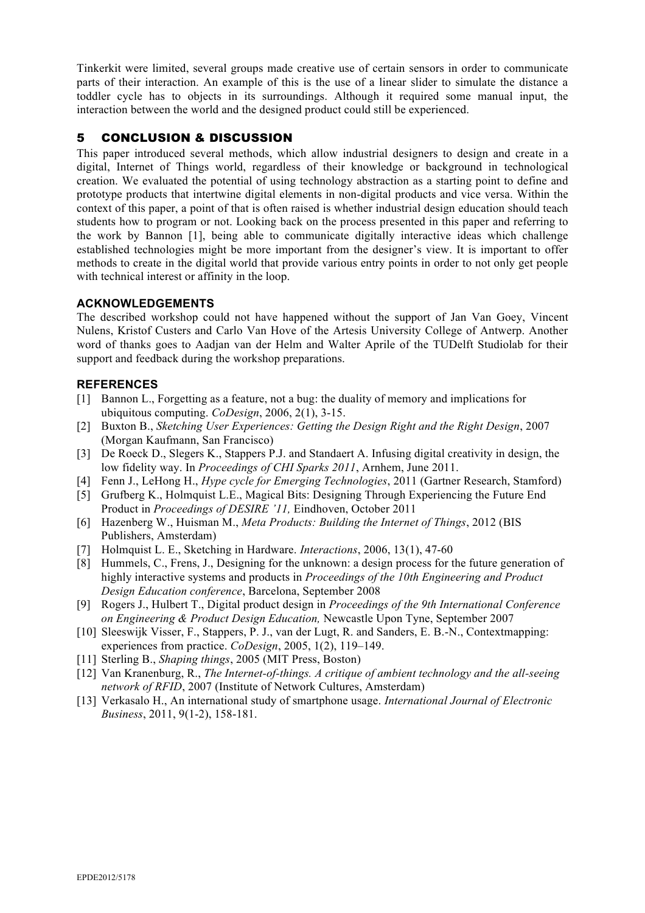Tinkerkit were limited, several groups made creative use of certain sensors in order to communicate parts of their interaction. An example of this is the use of a linear slider to simulate the distance a toddler cycle has to objects in its surroundings. Although it required some manual input, the interaction between the world and the designed product could still be experienced.

## 5 CONCLUSION & DISCUSSION

This paper introduced several methods, which allow industrial designers to design and create in a digital, Internet of Things world, regardless of their knowledge or background in technological creation. We evaluated the potential of using technology abstraction as a starting point to define and prototype products that intertwine digital elements in non-digital products and vice versa. Within the context of this paper, a point of that is often raised is whether industrial design education should teach students how to program or not. Looking back on the process presented in this paper and referring to the work by Bannon [1], being able to communicate digitally interactive ideas which challenge established technologies might be more important from the designer's view. It is important to offer methods to create in the digital world that provide various entry points in order to not only get people with technical interest or affinity in the loop.

### ACKNOWLEDGEMENTS

The described workshop could not have happened without the support of Jan Van Goey, Vincent Nulens, Kristof Custers and Carlo Van Hove of the Artesis University College of Antwerp. Another word of thanks goes to Aadjan van der Helm and Walter Aprile of the TUDelft Studiolab for their support and feedback during the workshop preparations.

### REFERENCES

[1] Bannon L., Forgetting as a feature, not a bug: the duality of memory and implications for ubiquitous computing. *CoDesign*, 2006, 2(1), 3-15.

[2] Buxton B., *Sketching User Experiences: Getting the Design Right and the Right Design*, 2007 (Morgan Kaufmann, San Francisco)

[3] De Roeck D., Slegers K., Stappers P.J. and Standaert A. Infusing digital creativity in design, the low fidelity way. In *Proceedings of CHI Sparks 2011*, Arnhem, June 2011.

[4] Fenn J., LeHong H., *Hype cycle for Emerging Technologies*, 2011 (Gartner Research, Stamford)

[5] Grufberg K., Holmquist L.E., Magical Bits: Designing Through Experiencing the Future End Product in *Proceedings of DESIRE '11,* Eindhoven, October 2011

[6] Hazenberg W., Huisman M., *Meta Products: Building the Internet of Things*, 2012 (BIS Publishers, Amsterdam)

[7] Holmquist L. E., Sketching in Hardware. *Interactions*, 2006, 13(1), 47-60

[8] Hummels, C., Frens, J., Designing for the unknown: a design process for the future generation of highly interactive systems and products in *Proceedings of the 10th Engineering and Product Design Education conference*, Barcelona, September 2008

[9] Rogers J., Hulbert T., Digital product design in *Proceedings of the 9th International Conference on Engineering & Product Design Education,* Newcastle Upon Tyne, September 2007

[10] Sleeswijk Visser, F., Stappers, P. J., van der Lugt, R. and Sanders, E. B.-N., Contextmapping: experiences from practice. *CoDesign*, 2005, 1(2), 119–149.

[11] Sterling B., *Shaping things*, 2005 (MIT Press, Boston)

[12] Van Kranenburg, R., *The Internet-of-things. A critique of ambient technology and the all-seeing network of RFID*, 2007 (Institute of Network Cultures, Amsterdam)

[13] Verkasalo H., An international study of smartphone usage. *International Journal of Electronic Business*, 2011, 9(1-2), 158-181.